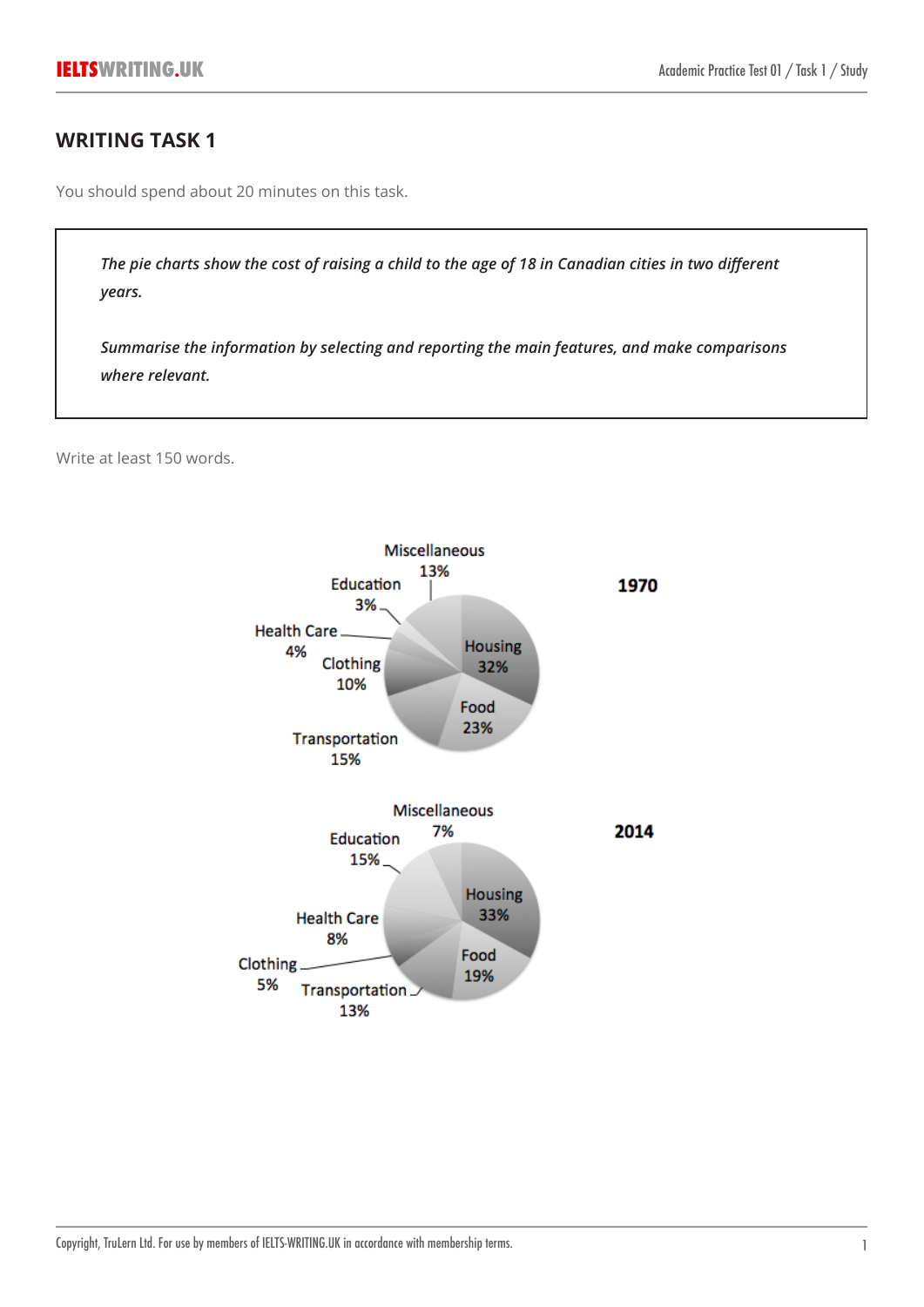## WRITING TASK 1

You should spend about 20 minutes on this task.

*The pie charts show the cost of raising a child to the age of 18 in Canadian cities in two different years.*

*Summarise the information by selecting and reporting the main features, and make comparisons where relevant.*

Write at least 150 words.

**1970**

Miscellaneous 13%
Education 3%
Health Care 4%
Clothing 10%
Transportation 15%
Food 23%
Housing 32%

**2014**

Miscellaneous 7%
Education 15%
Health Care 8%
Clothing 5%
Transportation 13%
Food 19%
Housing 33%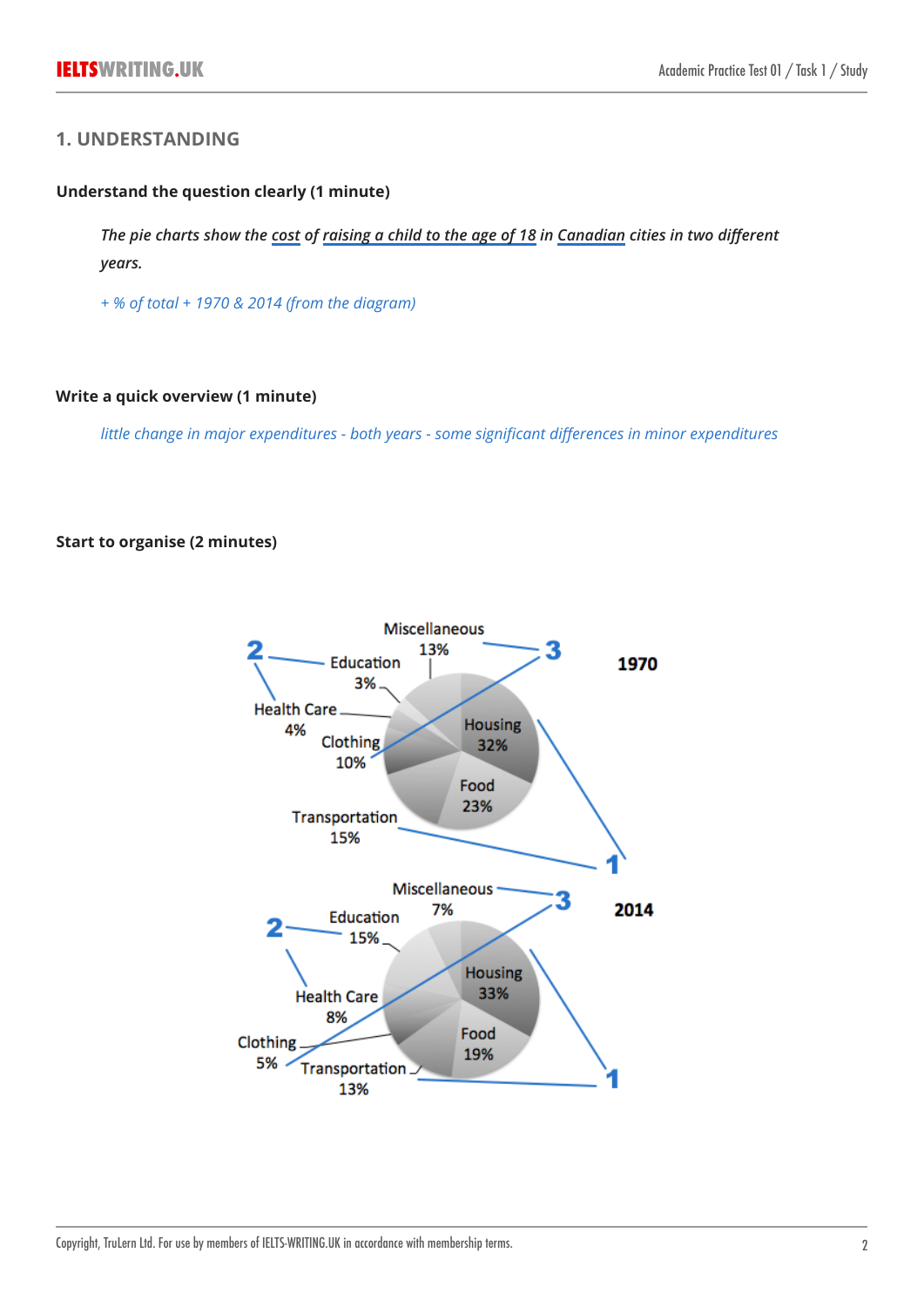## 1. UNDERSTANDING

**Understand the question clearly (1 minute)**

*The pie charts show the cost of raising a child to the age of 18 in Canadian cities in two different years.*

*+ % of total + 1970 & 2014 (from the diagram)*

**Write a quick overview (1 minute)**

*little change in major expenditures - both years - some significant differences in minor expenditures*

**Start to organise (2 minutes)**

1970

- Miscellaneous 13%
- Education 3%
- Health Care 4%
- Clothing 10%
- Housing 32%
- Food 23%
- Transportation 15%

2014

- Miscellaneous 7%
- Education 15%
- Health Care 8%
- Clothing 5%
- Housing 33%
- Food 19%
- Transportation 13%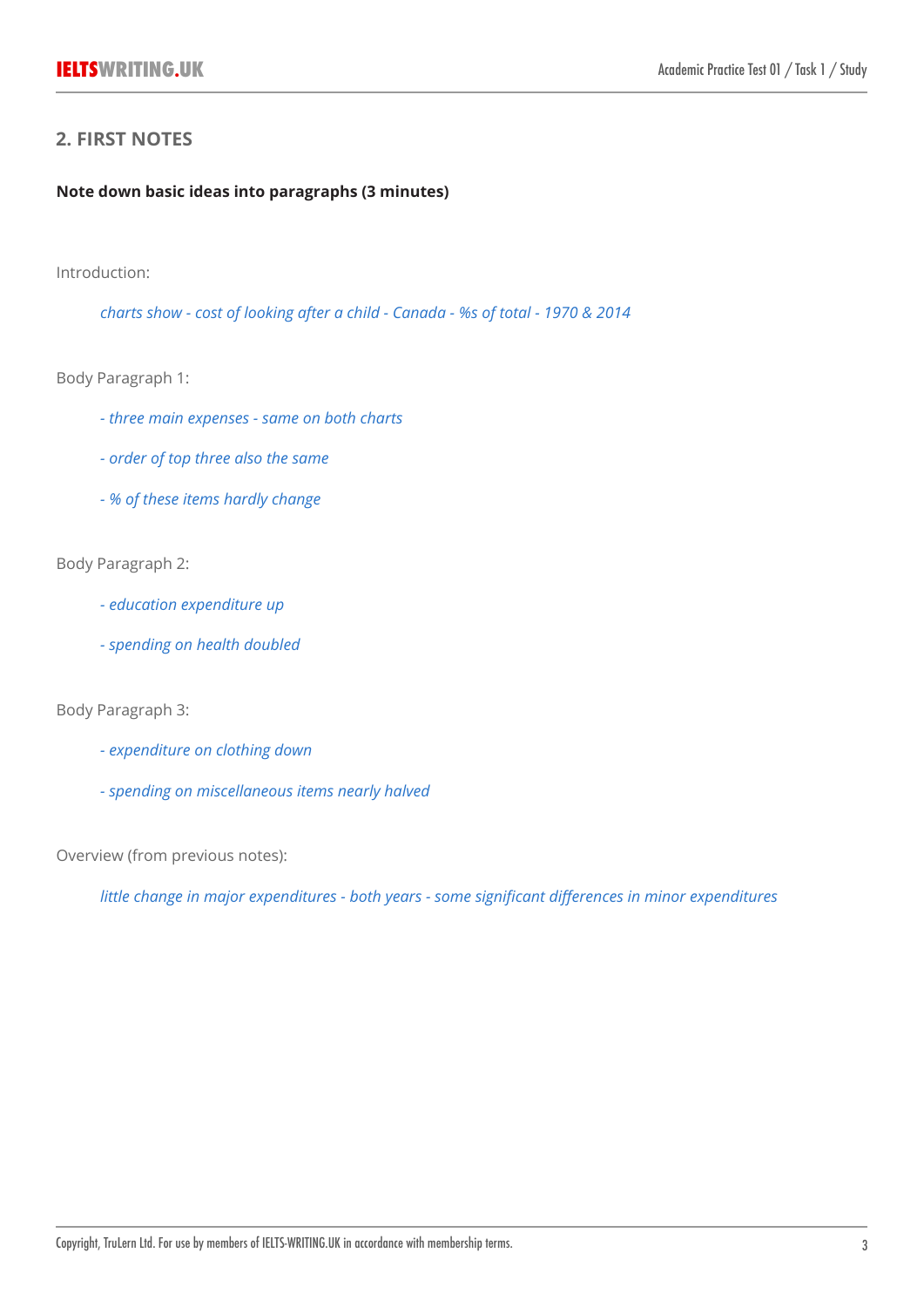## 2. FIRST NOTES

**Note down basic ideas into paragraphs (3 minutes)**

Introduction:

*charts show - cost of looking after a child - Canada - %s of total - 1970 & 2014*

Body Paragraph 1:

*- three main expenses - same on both charts*

*- order of top three also the same*

*- % of these items hardly change*

Body Paragraph 2:

*- education expenditure up*

*- spending on health doubled*

Body Paragraph 3:

*- expenditure on clothing down*

*- spending on miscellaneous items nearly halved*

Overview (from previous notes):

*little change in major expenditures - both years - some significant differences in minor expenditures*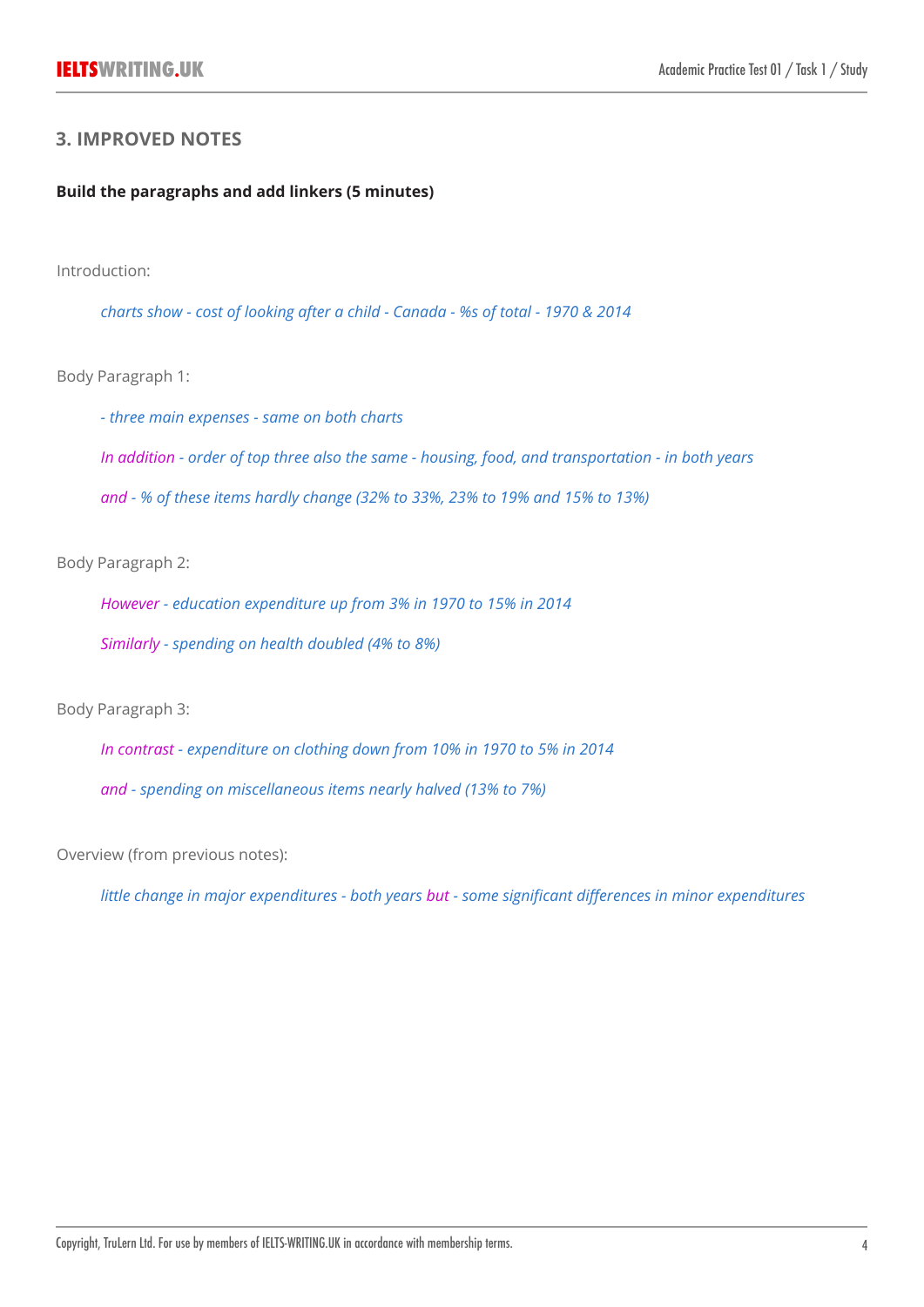## 3. IMPROVED NOTES

**Build the paragraphs and add linkers (5 minutes)**

Introduction:

*charts show - cost of looking after a child - Canada - %s of total - 1970 & 2014*

Body Paragraph 1:

*- three main expenses - same on both charts*

*In addition - order of top three also the same - housing, food, and transportation - in both years*

*and - % of these items hardly change (32% to 33%, 23% to 19% and 15% to 13%)*

Body Paragraph 2:

*However - education expenditure up from 3% in 1970 to 15% in 2014*

*Similarly - spending on health doubled (4% to 8%)*

Body Paragraph 3:

*In contrast - expenditure on clothing down from 10% in 1970 to 5% in 2014*

*and - spending on miscellaneous items nearly halved (13% to 7%)*

Overview (from previous notes):

*little change in major expenditures - both years but - some significant differences in minor expenditures*